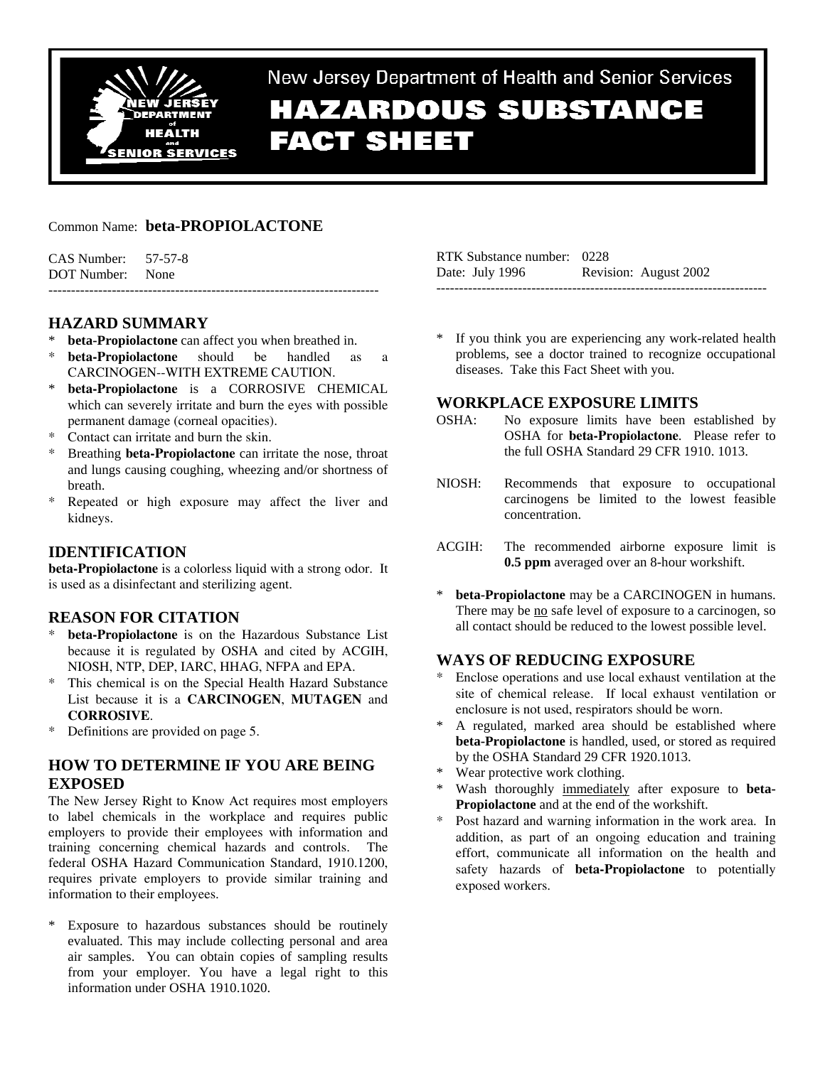# New Jersey Department of Health and Senior Services

# HAZARDOUS SUBSTANCE FACT SHEET

Common Name: **beta-PROPIOLACTONE**

CAS Number: 57-57-8
DOT Number: None

RTK Substance number: 0228
Date: July 1996 Revision: August 2002

---

## HAZARD SUMMARY

* **beta-Propiolactone** can affect you when breathed in.
* **beta-Propiolactone** should be handled as a CARCINOGEN--WITH EXTREME CAUTION.
* **beta-Propiolactone** is a CORROSIVE CHEMICAL which can severely irritate and burn the eyes with possible permanent damage (corneal opacities).
* Contact can irritate and burn the skin.
* Breathing **beta-Propiolactone** can irritate the nose, throat and lungs causing coughing, wheezing and/or shortness of breath.
* Repeated or high exposure may affect the liver and kidneys.

## IDENTIFICATION

**beta-Propiolactone** is a colorless liquid with a strong odor. It is used as a disinfectant and sterilizing agent.

## REASON FOR CITATION

* **beta-Propiolactone** is on the Hazardous Substance List because it is regulated by OSHA and cited by ACGIH, NIOSH, NTP, DEP, IARC, HHAG, NFPA and EPA.
* This chemical is on the Special Health Hazard Substance List because it is a **CARCINOGEN**, **MUTAGEN** and **CORROSIVE**.
* Definitions are provided on page 5.

## HOW TO DETERMINE IF YOU ARE BEING EXPOSED

The New Jersey Right to Know Act requires most employers to label chemicals in the workplace and requires public employers to provide their employees with information and training concerning chemical hazards and controls. The federal OSHA Hazard Communication Standard, 1910.1200, requires private employers to provide similar training and information to their employees.

* Exposure to hazardous substances should be routinely evaluated. This may include collecting personal and area air samples. You can obtain copies of sampling results from your employer. You have a legal right to this information under OSHA 1910.1020.
* If you think you are experiencing any work-related health problems, see a doctor trained to recognize occupational diseases. Take this Fact Sheet with you.

## WORKPLACE EXPOSURE LIMITS

OSHA: No exposure limits have been established by OSHA for **beta-Propiolactone**. Please refer to the full OSHA Standard 29 CFR 1910. 1013.

NIOSH: Recommends that exposure to occupational carcinogens be limited to the lowest feasible concentration.

ACGIH: The recommended airborne exposure limit is **0.5 ppm** averaged over an 8-hour workshift.

* **beta-Propiolactone** may be a CARCINOGEN in humans. There may be no safe level of exposure to a carcinogen, so all contact should be reduced to the lowest possible level.

## WAYS OF REDUCING EXPOSURE

* Enclose operations and use local exhaust ventilation at the site of chemical release. If local exhaust ventilation or enclosure is not used, respirators should be worn.
* A regulated, marked area should be established where **beta-Propiolactone** is handled, used, or stored as required by the OSHA Standard 29 CFR 1920.1013.
* Wear protective work clothing.
* Wash thoroughly immediately after exposure to **beta-Propiolactone** and at the end of the workshift.
* Post hazard and warning information in the work area. In addition, as part of an ongoing education and training effort, communicate all information on the health and safety hazards of **beta-Propiolactone** to potentially exposed workers.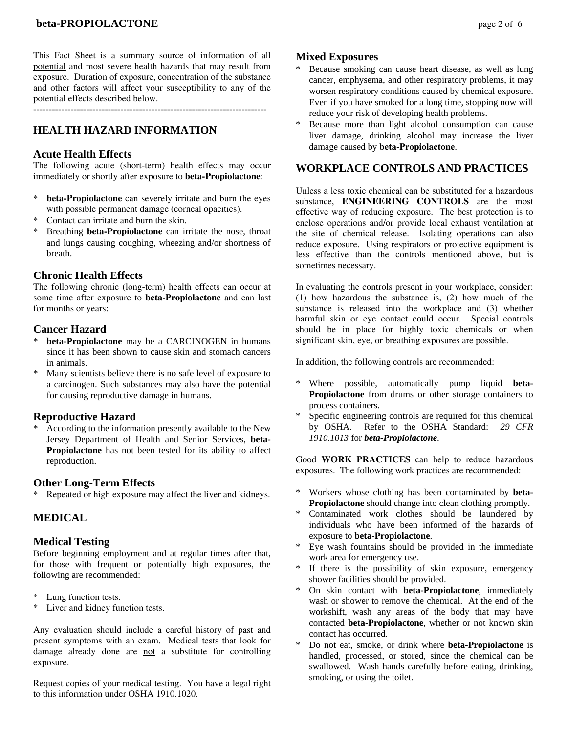This Fact Sheet is a summary source of information of all potential and most severe health hazards that may result from exposure. Duration of exposure, concentration of the substance and other factors will affect your susceptibility to any of the potential effects described below.

---------------------------------------------------------------------------

## HEALTH HAZARD INFORMATION

### Acute Health Effects

The following acute (short-term) health effects may occur immediately or shortly after exposure to **beta-Propiolactone**:

* **beta-Propiolactone** can severely irritate and burn the eyes with possible permanent damage (corneal opacities).
* Contact can irritate and burn the skin.
* Breathing **beta-Propiolactone** can irritate the nose, throat and lungs causing coughing, wheezing and/or shortness of breath.

### Chronic Health Effects

The following chronic (long-term) health effects can occur at some time after exposure to **beta-Propiolactone** and can last for months or years:

### Cancer Hazard

* **beta-Propiolactone** may be a CARCINOGEN in humans since it has been shown to cause skin and stomach cancers in animals.
* Many scientists believe there is no safe level of exposure to a carcinogen. Such substances may also have the potential for causing reproductive damage in humans.

### Reproductive Hazard

* According to the information presently available to the New Jersey Department of Health and Senior Services, **beta-Propiolactone** has not been tested for its ability to affect reproduction.

### Other Long-Term Effects

* Repeated or high exposure may affect the liver and kidneys.

## MEDICAL

### Medical Testing

Before beginning employment and at regular times after that, for those with frequent or potentially high exposures, the following are recommended:

* Lung function tests.
* Liver and kidney function tests.

Any evaluation should include a careful history of past and present symptoms with an exam. Medical tests that look for damage already done are not a substitute for controlling exposure.

Request copies of your medical testing. You have a legal right to this information under OSHA 1910.1020.

### Mixed Exposures

* Because smoking can cause heart disease, as well as lung cancer, emphysema, and other respiratory problems, it may worsen respiratory conditions caused by chemical exposure. Even if you have smoked for a long time, stopping now will reduce your risk of developing health problems.
* Because more than light alcohol consumption can cause liver damage, drinking alcohol may increase the liver damage caused by **beta-Propiolactone**.

## WORKPLACE CONTROLS AND PRACTICES

Unless a less toxic chemical can be substituted for a hazardous substance, **ENGINEERING CONTROLS** are the most effective way of reducing exposure. The best protection is to enclose operations and/or provide local exhaust ventilation at the site of chemical release. Isolating operations can also reduce exposure. Using respirators or protective equipment is less effective than the controls mentioned above, but is sometimes necessary.

In evaluating the controls present in your workplace, consider: (1) how hazardous the substance is, (2) how much of the substance is released into the workplace and (3) whether harmful skin or eye contact could occur. Special controls should be in place for highly toxic chemicals or when significant skin, eye, or breathing exposures are possible.

In addition, the following controls are recommended:

* Where possible, automatically pump liquid **beta-Propiolactone** from drums or other storage containers to process containers.
* Specific engineering controls are required for this chemical by OSHA. Refer to the OSHA Standard: *29 CFR 1910.1013* for ***beta-Propiolactone***.

Good **WORK PRACTICES** can help to reduce hazardous exposures. The following work practices are recommended:

* Workers whose clothing has been contaminated by **beta-Propiolactone** should change into clean clothing promptly.
* Contaminated work clothes should be laundered by individuals who have been informed of the hazards of exposure to **beta-Propiolactone**.
* Eye wash fountains should be provided in the immediate work area for emergency use.
* If there is the possibility of skin exposure, emergency shower facilities should be provided.
* On skin contact with **beta-Propiolactone**, immediately wash or shower to remove the chemical. At the end of the workshift, wash any areas of the body that may have contacted **beta-Propiolactone**, whether or not known skin contact has occurred.
* Do not eat, smoke, or drink where **beta-Propiolactone** is handled, processed, or stored, since the chemical can be swallowed. Wash hands carefully before eating, drinking, smoking, or using the toilet.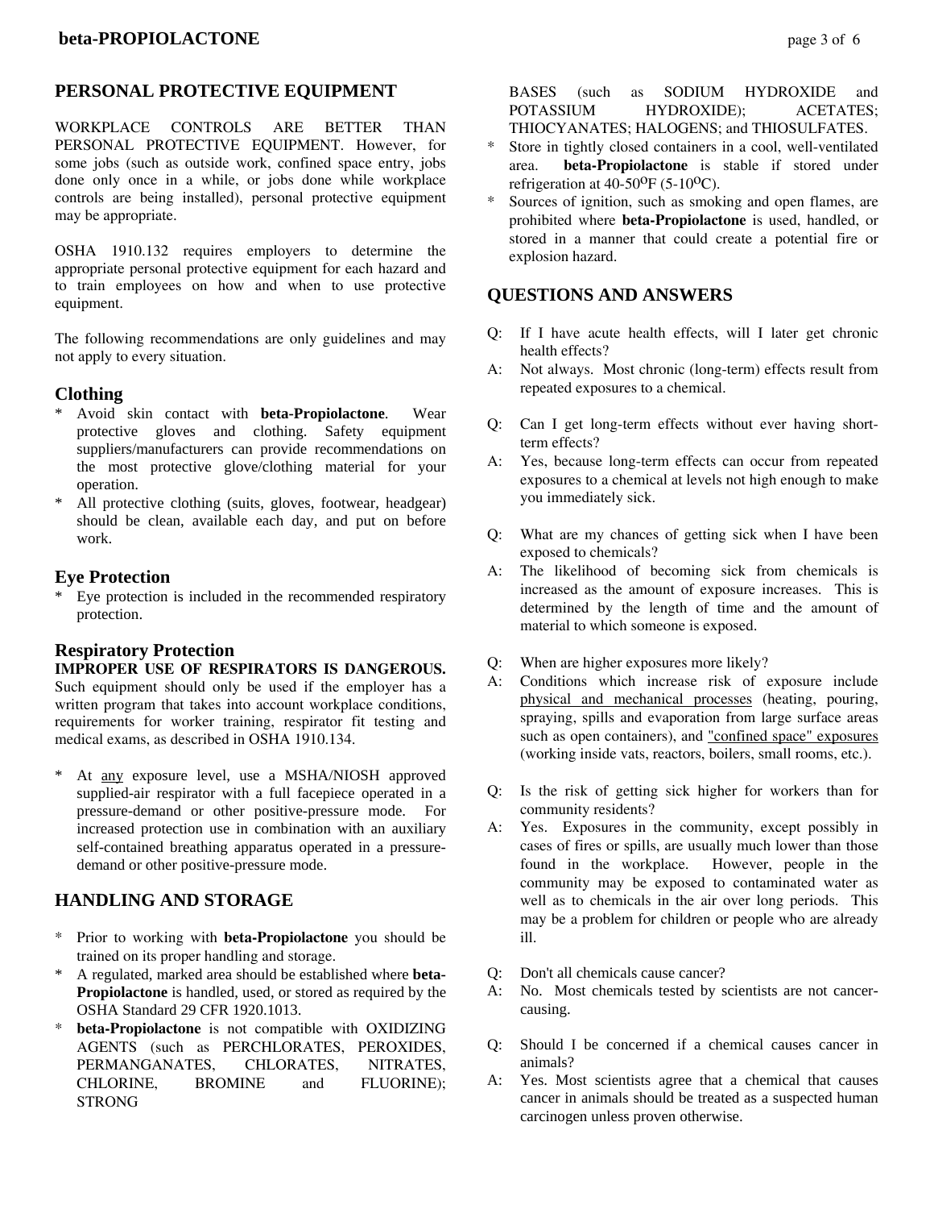## PERSONAL PROTECTIVE EQUIPMENT

WORKPLACE CONTROLS ARE BETTER THAN PERSONAL PROTECTIVE EQUIPMENT. However, for some jobs (such as outside work, confined space entry, jobs done only once in a while, or jobs done while workplace controls are being installed), personal protective equipment may be appropriate.

OSHA 1910.132 requires employers to determine the appropriate personal protective equipment for each hazard and to train employees on how and when to use protective equipment.

The following recommendations are only guidelines and may not apply to every situation.

### Clothing

* Avoid skin contact with **beta-Propiolactone**. Wear protective gloves and clothing. Safety equipment suppliers/manufacturers can provide recommendations on the most protective glove/clothing material for your operation.
* All protective clothing (suits, gloves, footwear, headgear) should be clean, available each day, and put on before work.

### Eye Protection

* Eye protection is included in the recommended respiratory protection.

### Respiratory Protection

**IMPROPER USE OF RESPIRATORS IS DANGEROUS.** Such equipment should only be used if the employer has a written program that takes into account workplace conditions, requirements for worker training, respirator fit testing and medical exams, as described in OSHA 1910.134.

* At <u>any</u> exposure level, use a MSHA/NIOSH approved supplied-air respirator with a full facepiece operated in a pressure-demand or other positive-pressure mode. For increased protection use in combination with an auxiliary self-contained breathing apparatus operated in a pressure-demand or other positive-pressure mode.

## HANDLING AND STORAGE

* Prior to working with **beta-Propiolactone** you should be trained on its proper handling and storage.
* A regulated, marked area should be established where **beta-Propiolactone** is handled, used, or stored as required by the OSHA Standard 29 CFR 1920.1013.
* **beta-Propiolactone** is not compatible with OXIDIZING AGENTS (such as PERCHLORATES, PEROXIDES, PERMANGANATES, CHLORATES, NITRATES, CHLORINE, BROMINE and FLUORINE); STRONG BASES (such as SODIUM HYDROXIDE and POTASSIUM HYDROXIDE); ACETATES; THIOCYANATES; HALOGENS; and THIOSULFATES.
* Store in tightly closed containers in a cool, well-ventilated area. **beta-Propiolactone** is stable if stored under refrigeration at 40-50$^{o}$F (5-10$^{o}$C).
* Sources of ignition, such as smoking and open flames, are prohibited where **beta-Propiolactone** is used, handled, or stored in a manner that could create a potential fire or explosion hazard.

## QUESTIONS AND ANSWERS

Q: If I have acute health effects, will I later get chronic health effects?
A: Not always. Most chronic (long-term) effects result from repeated exposures to a chemical.

Q: Can I get long-term effects without ever having short-term effects?
A: Yes, because long-term effects can occur from repeated exposures to a chemical at levels not high enough to make you immediately sick.

Q: What are my chances of getting sick when I have been exposed to chemicals?
A: The likelihood of becoming sick from chemicals is increased as the amount of exposure increases. This is determined by the length of time and the amount of material to which someone is exposed.

Q: When are higher exposures more likely?
A: Conditions which increase risk of exposure include <u>physical and mechanical processes</u> (heating, pouring, spraying, spills and evaporation from large surface areas such as open containers), and <u>"confined space" exposures</u> (working inside vats, reactors, boilers, small rooms, etc.).

Q: Is the risk of getting sick higher for workers than for community residents?
A: Yes. Exposures in the community, except possibly in cases of fires or spills, are usually much lower than those found in the workplace. However, people in the community may be exposed to contaminated water as well as to chemicals in the air over long periods. This may be a problem for children or people who are already ill.

Q: Don't all chemicals cause cancer?
A: No. Most chemicals tested by scientists are not cancer-causing.

Q: Should I be concerned if a chemical causes cancer in animals?
A: Yes. Most scientists agree that a chemical that causes cancer in animals should be treated as a suspected human carcinogen unless proven otherwise.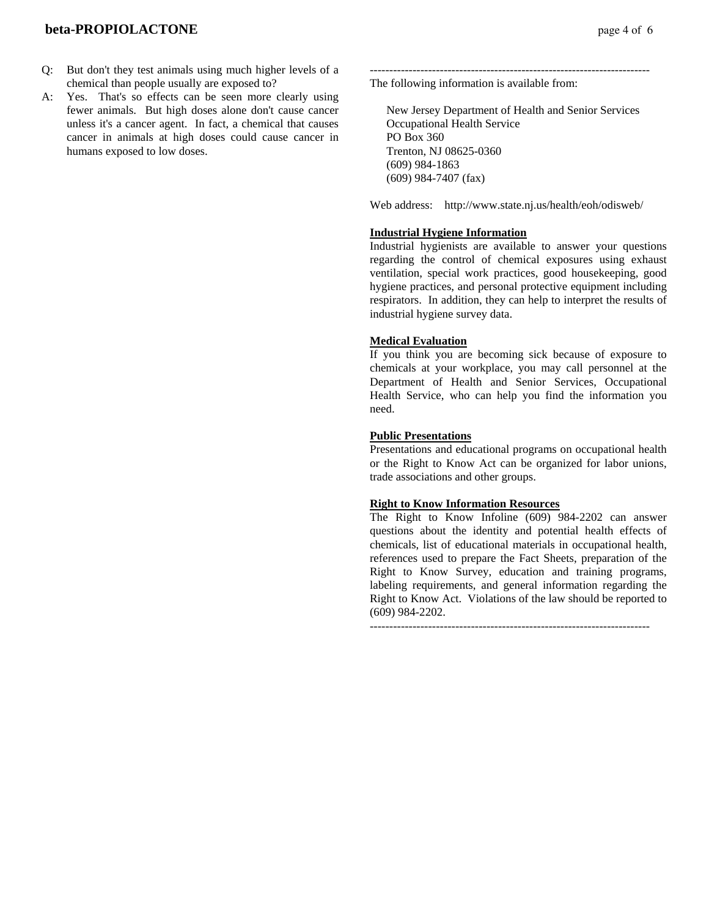Q: But don't they test animals using much higher levels of a chemical than people usually are exposed to?

A: Yes. That's so effects can be seen more clearly using fewer animals. But high doses alone don't cause cancer unless it's a cancer agent. In fact, a chemical that causes cancer in animals at high doses could cause cancer in humans exposed to low doses.

------------------------------------------------------------------------

The following information is available from:

New Jersey Department of Health and Senior Services
Occupational Health Service
PO Box 360
Trenton, NJ 08625-0360
(609) 984-1863
(609) 984-7407 (fax)

Web address: http://www.state.nj.us/health/eoh/odisweb/

**Industrial Hygiene Information**

Industrial hygienists are available to answer your questions regarding the control of chemical exposures using exhaust ventilation, special work practices, good housekeeping, good hygiene practices, and personal protective equipment including respirators. In addition, they can help to interpret the results of industrial hygiene survey data.

**Medical Evaluation**

If you think you are becoming sick because of exposure to chemicals at your workplace, you may call personnel at the Department of Health and Senior Services, Occupational Health Service, who can help you find the information you need.

**Public Presentations**

Presentations and educational programs on occupational health or the Right to Know Act can be organized for labor unions, trade associations and other groups.

**Right to Know Information Resources**

The Right to Know Infoline (609) 984-2202 can answer questions about the identity and potential health effects of chemicals, list of educational materials in occupational health, references used to prepare the Fact Sheets, preparation of the Right to Know Survey, education and training programs, labeling requirements, and general information regarding the Right to Know Act. Violations of the law should be reported to (609) 984-2202.

------------------------------------------------------------------------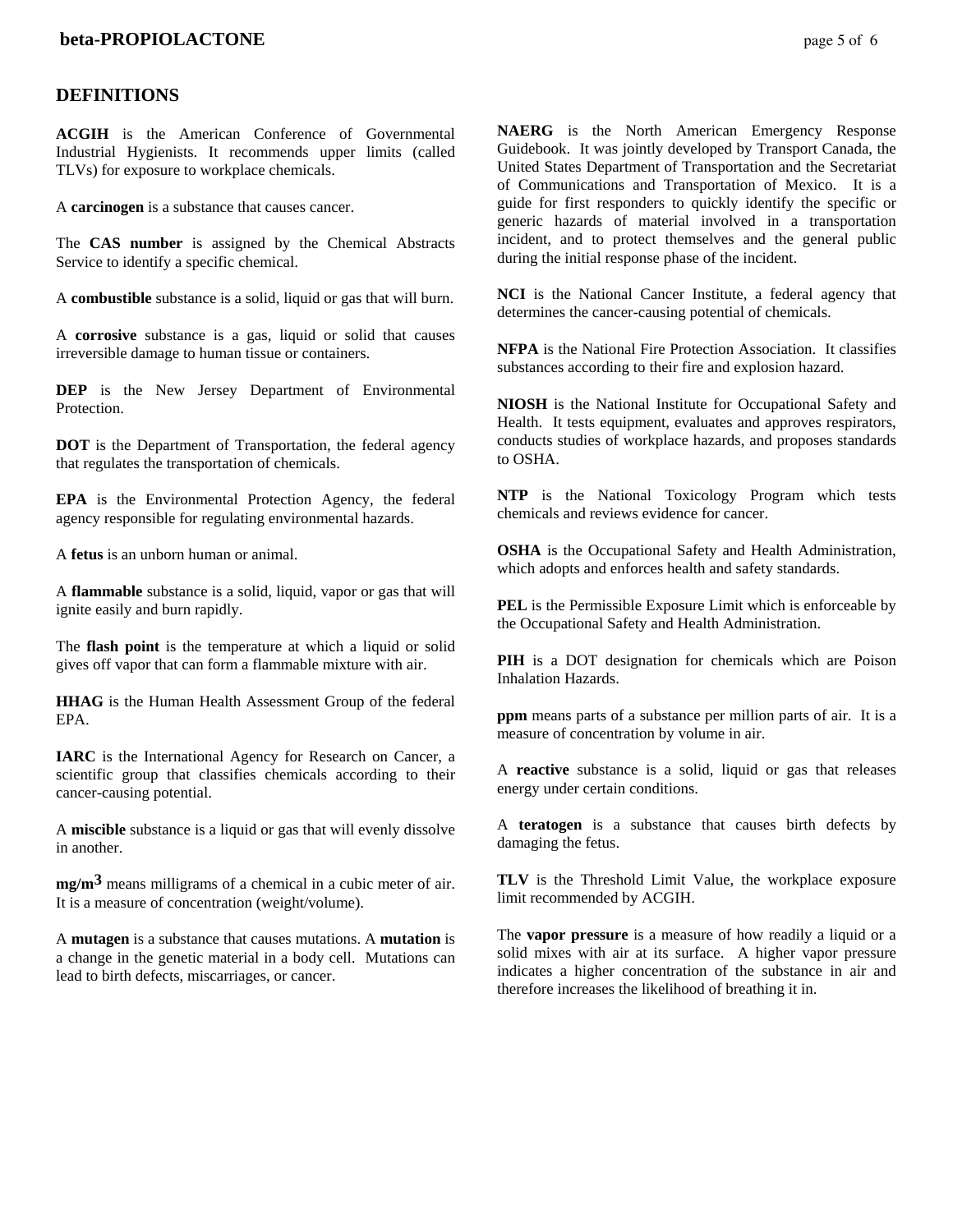## DEFINITIONS

**ACGIH** is the American Conference of Governmental Industrial Hygienists. It recommends upper limits (called TLVs) for exposure to workplace chemicals.

A **carcinogen** is a substance that causes cancer.

The **CAS number** is assigned by the Chemical Abstracts Service to identify a specific chemical.

A **combustible** substance is a solid, liquid or gas that will burn.

A **corrosive** substance is a gas, liquid or solid that causes irreversible damage to human tissue or containers.

**DEP** is the New Jersey Department of Environmental Protection.

**DOT** is the Department of Transportation, the federal agency that regulates the transportation of chemicals.

**EPA** is the Environmental Protection Agency, the federal agency responsible for regulating environmental hazards.

A **fetus** is an unborn human or animal.

A **flammable** substance is a solid, liquid, vapor or gas that will ignite easily and burn rapidly.

The **flash point** is the temperature at which a liquid or solid gives off vapor that can form a flammable mixture with air.

**HHAG** is the Human Health Assessment Group of the federal EPA.

**IARC** is the International Agency for Research on Cancer, a scientific group that classifies chemicals according to their cancer-causing potential.

A **miscible** substance is a liquid or gas that will evenly dissolve in another.

**mg/m$^3$** means milligrams of a chemical in a cubic meter of air. It is a measure of concentration (weight/volume).

A **mutagen** is a substance that causes mutations. A **mutation** is a change in the genetic material in a body cell. Mutations can lead to birth defects, miscarriages, or cancer.

**NAERG** is the North American Emergency Response Guidebook. It was jointly developed by Transport Canada, the United States Department of Transportation and the Secretariat of Communications and Transportation of Mexico. It is a guide for first responders to quickly identify the specific or generic hazards of material involved in a transportation incident, and to protect themselves and the general public during the initial response phase of the incident.

**NCI** is the National Cancer Institute, a federal agency that determines the cancer-causing potential of chemicals.

**NFPA** is the National Fire Protection Association. It classifies substances according to their fire and explosion hazard.

**NIOSH** is the National Institute for Occupational Safety and Health. It tests equipment, evaluates and approves respirators, conducts studies of workplace hazards, and proposes standards to OSHA.

**NTP** is the National Toxicology Program which tests chemicals and reviews evidence for cancer.

**OSHA** is the Occupational Safety and Health Administration, which adopts and enforces health and safety standards.

**PEL** is the Permissible Exposure Limit which is enforceable by the Occupational Safety and Health Administration.

**PIH** is a DOT designation for chemicals which are Poison Inhalation Hazards.

**ppm** means parts of a substance per million parts of air. It is a measure of concentration by volume in air.

A **reactive** substance is a solid, liquid or gas that releases energy under certain conditions.

A **teratogen** is a substance that causes birth defects by damaging the fetus.

**TLV** is the Threshold Limit Value, the workplace exposure limit recommended by ACGIH.

The **vapor pressure** is a measure of how readily a liquid or a solid mixes with air at its surface. A higher vapor pressure indicates a higher concentration of the substance in air and therefore increases the likelihood of breathing it in.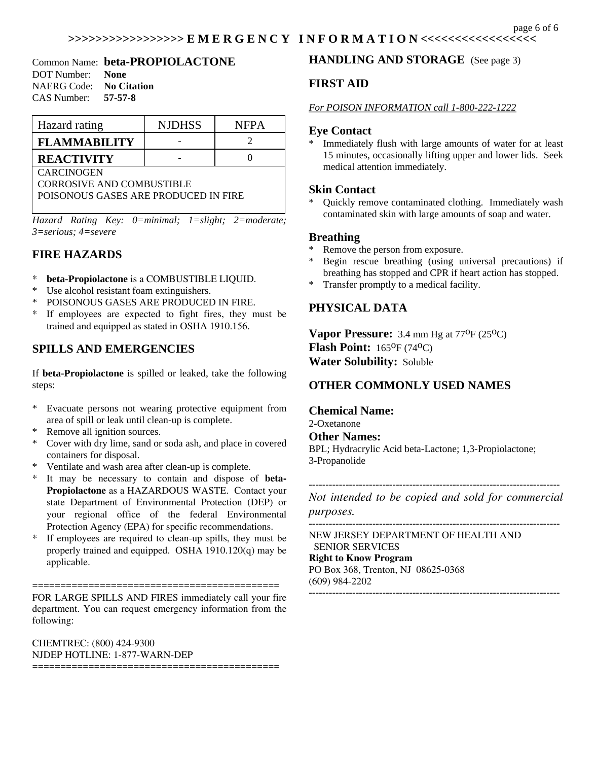**>>>>>>>>>>>>>>>> E M E R G E N C Y   I N F O R M A T I O N <<<<<<<<<<<<<<<<<**

Common Name: **beta-PROPIOLACTONE**
DOT Number: **None**
NAERG Code: **No Citation**
CAS Number: **57-57-8**

| Hazard rating | NJDHSS | NFPA |
|---|---|---|
| **FLAMMABILITY** | - | 2 |
| **REACTIVITY** | - | 0 |
| CARCINOGEN<br>CORROSIVE AND COMBUSTIBLE<br>POISONOUS GASES ARE PRODUCED IN FIRE | | |

*Hazard Rating Key: 0=minimal; 1=slight; 2=moderate; 3=serious; 4=severe*

## FIRE HAZARDS

* **beta-Propiolactone** is a COMBUSTIBLE LIQUID.
* Use alcohol resistant foam extinguishers.
* POISONOUS GASES ARE PRODUCED IN FIRE.
* If employees are expected to fight fires, they must be trained and equipped as stated in OSHA 1910.156.

## SPILLS AND EMERGENCIES

If **beta-Propiolactone** is spilled or leaked, take the following steps:

* Evacuate persons not wearing protective equipment from area of spill or leak until clean-up is complete.
* Remove all ignition sources.
* Cover with dry lime, sand or soda ash, and place in covered containers for disposal.
* Ventilate and wash area after clean-up is complete.
* It may be necessary to contain and dispose of **beta-Propiolactone** as a HAZARDOUS WASTE. Contact your state Department of Environmental Protection (DEP) or your regional office of the federal Environmental Protection Agency (EPA) for specific recommendations.
* If employees are required to clean-up spills, they must be properly trained and equipped. OSHA 1910.120(q) may be applicable.

===========================================

FOR LARGE SPILLS AND FIRES immediately call your fire department. You can request emergency information from the following:

CHEMTREC: (800) 424-9300
NJDEP HOTLINE: 1-877-WARN-DEP

===========================================

## HANDLING AND STORAGE (See page 3)

## FIRST AID

*For POISON INFORMATION call 1-800-222-1222*

### Eye Contact

* Immediately flush with large amounts of water for at least 15 minutes, occasionally lifting upper and lower lids. Seek medical attention immediately.

### Skin Contact

* Quickly remove contaminated clothing. Immediately wash contaminated skin with large amounts of soap and water.

### Breathing

* Remove the person from exposure.
* Begin rescue breathing (using universal precautions) if breathing has stopped and CPR if heart action has stopped.
* Transfer promptly to a medical facility.

## PHYSICAL DATA

**Vapor Pressure:** 3.4 mm Hg at 77°F (25°C)
**Flash Point:** 165°F (74°C)
**Water Solubility:** Soluble

## OTHER COMMONLY USED NAMES

### Chemical Name:

2-Oxetanone

### Other Names:

BPL; Hydracrylic Acid beta-Lactone; 1,3-Propiolactone; 3-Propanolide

---------------------------------------------------------------------------

*Not intended to be copied and sold for commercial purposes.*

---------------------------------------------------------------------------

NEW JERSEY DEPARTMENT OF HEALTH AND SENIOR SERVICES
**Right to Know Program**
PO Box 368, Trenton, NJ 08625-0368
(609) 984-2202

---------------------------------------------------------------------------